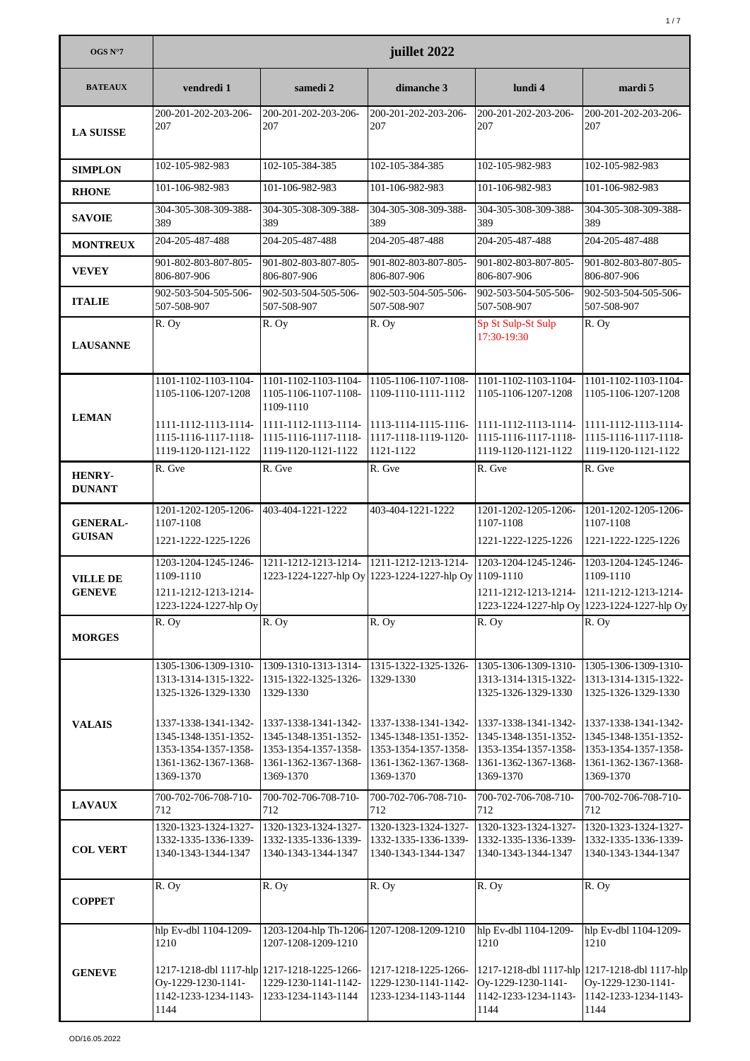| OGS N°7 | juillet 2022 | | | | |
|---|---|---|---|---|---|
| **BATEAUX** | **vendredi 1** | **samedi 2** | **dimanche 3** | **lundi 4** | **mardi 5** |
| **LA SUISSE** | 200-201-202-203-206-207 | 200-201-202-203-206-207 | 200-201-202-203-206-207 | 200-201-202-203-206-207 | 200-201-202-203-206-207 |
| **SIMPLON** | 102-105-982-983 | 102-105-384-385 | 102-105-384-385 | 102-105-982-983 | 102-105-982-983 |
| **RHONE** | 101-106-982-983 | 101-106-982-983 | 101-106-982-983 | 101-106-982-983 | 101-106-982-983 |
| **SAVOIE** | 304-305-308-309-388-389 | 304-305-308-309-388-389 | 304-305-308-309-388-389 | 304-305-308-309-388-389 | 304-305-308-309-388-389 |
| **MONTREUX** | 204-205-487-488 | 204-205-487-488 | 204-205-487-488 | 204-205-487-488 | 204-205-487-488 |
| **VEVEY** | 901-802-803-807-805-806-807-906 | 901-802-803-807-805-806-807-906 | 901-802-803-807-805-806-807-906 | 901-802-803-807-805-806-807-906 | 901-802-803-807-805-806-807-906 |
| **ITALIE** | 902-503-504-505-506-507-508-907 | 902-503-504-505-506-507-508-907 | 902-503-504-505-506-507-508-907 | 902-503-504-505-506-507-508-907 | 902-503-504-505-506-507-508-907 |
| **LAUSANNE** | R. Oy | R. Oy | R. Oy | Sp St Sulp-St Sulp 17:30-19:30 | R. Oy |
| **LEMAN** | 1101-1102-1103-1104-1105-1106-1207-1208<br>1111-1112-1113-1114-1115-1116-1117-1118-1119-1120-1121-1122 | 1101-1102-1103-1104-1105-1106-1107-1108-1109-1110<br>1111-1112-1113-1114-1115-1116-1117-1118-1119-1120-1121-1122 | 1105-1106-1107-1108-1109-1110-1111-1112<br>1113-1114-1115-1116-1117-1118-1119-1120-1121-1122 | 1101-1102-1103-1104-1105-1106-1207-1208<br>1111-1112-1113-1114-1115-1116-1117-1118-1119-1120-1121-1122 | 1101-1102-1103-1104-1105-1106-1207-1208<br>1111-1112-1113-1114-1115-1116-1117-1118-1119-1120-1121-1122 |
| **HENRY-DUNANT** | R. Gve | R. Gve | R. Gve | R. Gve | R. Gve |
| **GENERAL-GUISAN** | 1201-1202-1205-1206-1107-1108<br>1221-1222-1225-1226 | 403-404-1221-1222 | 403-404-1221-1222 | 1201-1202-1205-1206-1107-1108<br>1221-1222-1225-1226 | 1201-1202-1205-1206-1107-1108<br>1221-1222-1225-1226 |
| **VILLE DE GENEVE** | 1203-1204-1245-1246-1109-1110<br>1211-1212-1213-1214-1223-1224-1227-hlp Oy | 1211-1212-1213-1214-1223-1224-1227-hlp Oy | 1211-1212-1213-1214-1223-1224-1227-hlp Oy | 1203-1204-1245-1246-1109-1110<br>1211-1212-1213-1214-1223-1224-1227-hlp Oy | 1203-1204-1245-1246-1109-1110<br>1211-1212-1213-1214-1223-1224-1227-hlp Oy |
| **MORGES** | R. Oy | R. Oy | R. Oy | R. Oy | R. Oy |
| **VALAIS** | 1305-1306-1309-1310-1313-1314-1315-1322-1325-1326-1329-1330<br>1337-1338-1341-1342-1345-1348-1351-1352-1353-1354-1357-1358-1361-1362-1367-1368-1369-1370 | 1309-1310-1313-1314-1315-1322-1325-1326-1329-1330<br>1337-1338-1341-1342-1345-1348-1351-1352-1353-1354-1357-1358-1361-1362-1367-1368-1369-1370 | 1315-1322-1325-1326-1329-1330<br>1337-1338-1341-1342-1345-1348-1351-1352-1353-1354-1357-1358-1361-1362-1367-1368-1369-1370 | 1305-1306-1309-1310-1313-1314-1315-1322-1325-1326-1329-1330<br>1337-1338-1341-1342-1345-1348-1351-1352-1353-1354-1357-1358-1361-1362-1367-1368-1369-1370 | 1305-1306-1309-1310-1313-1314-1315-1322-1325-1326-1329-1330<br>1337-1338-1341-1342-1345-1348-1351-1352-1353-1354-1357-1358-1361-1362-1367-1368-1369-1370 |
| **LAVAUX** | 700-702-706-708-710-712 | 700-702-706-708-710-712 | 700-702-706-708-710-712 | 700-702-706-708-710-712 | 700-702-706-708-710-712 |
| **COL VERT** | 1320-1323-1324-1327-1332-1335-1336-1339-1340-1343-1344-1347 | 1320-1323-1324-1327-1332-1335-1336-1339-1340-1343-1344-1347 | 1320-1323-1324-1327-1332-1335-1336-1339-1340-1343-1344-1347 | 1320-1323-1324-1327-1332-1335-1336-1339-1340-1343-1344-1347 | 1320-1323-1324-1327-1332-1335-1336-1339-1340-1343-1344-1347 |
| **COPPET** | R. Oy | R. Oy | R. Oy | R. Oy | R. Oy |
| **GENEVE** | hlp Ev-dbl 1104-1209-1210<br>1217-1218-dbl 1117-hlp Oy-1229-1230-1141-1142-1233-1234-1143-1144 | 1203-1204-hlp Th-1206-1207-1208-1209-1210<br>1217-1218-1225-1266-1229-1230-1141-1142-1233-1234-1143-1144 | 1207-1208-1209-1210<br>1217-1218-1225-1266-1229-1230-1141-1142-1233-1234-1143-1144 | hlp Ev-dbl 1104-1209-1210<br>1217-1218-dbl 1117-hlp Oy-1229-1230-1141-1142-1233-1234-1143-1144 | hlp Ev-dbl 1104-1209-1210<br>1217-1218-dbl 1117-hlp Oy-1229-1230-1141-1142-1233-1234-1143-1144 |

OD/16.05.2022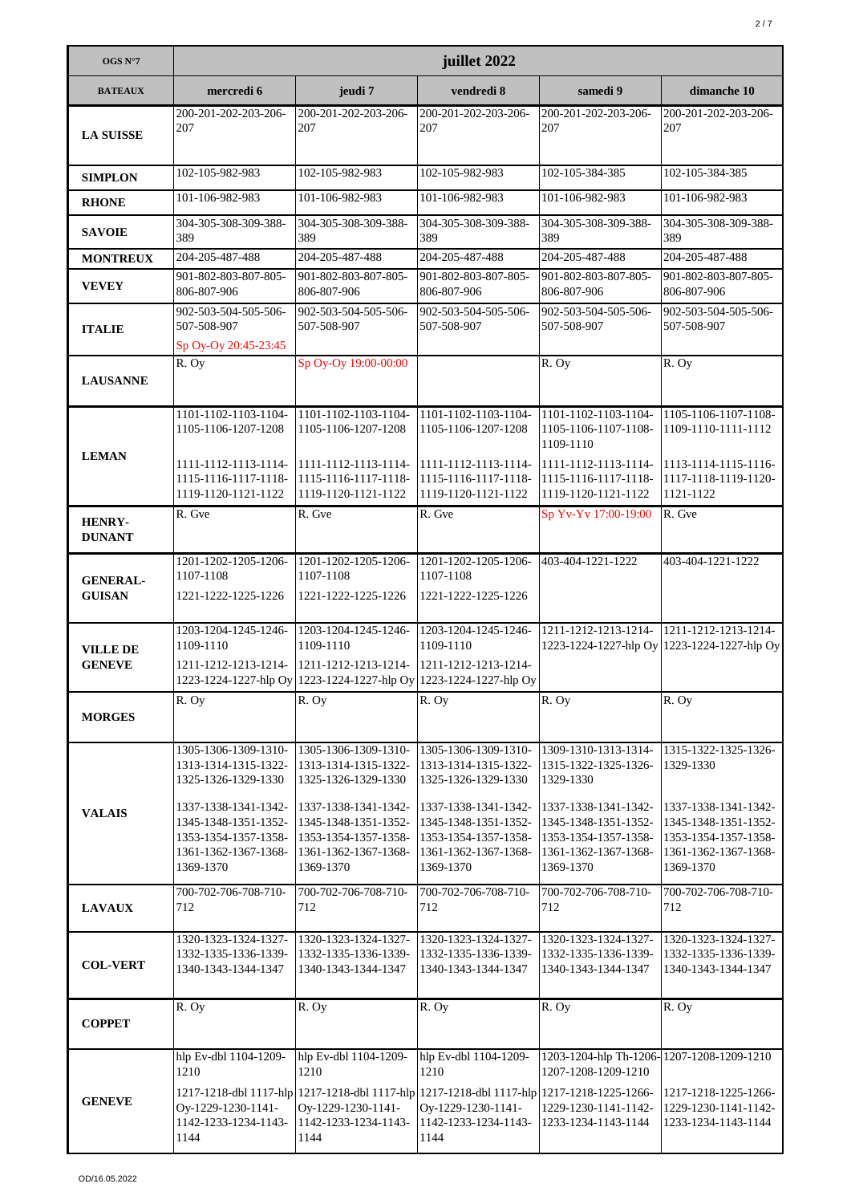| OGS N°7 | juillet 2022 | | | | |
|---|---|---|---|---|---|
| **BATEAUX** | **mercredi 6** | **jeudi 7** | **vendredi 8** | **samedi 9** | **dimanche 10** |
| **LA SUISSE** | 200-201-202-203-206-207 | 200-201-202-203-206-207 | 200-201-202-203-206-207 | 200-201-202-203-206-207 | 200-201-202-203-206-207 |
| **SIMPLON** | 102-105-982-983 | 102-105-982-983 | 102-105-982-983 | 102-105-384-385 | 102-105-384-385 |
| **RHONE** | 101-106-982-983 | 101-106-982-983 | 101-106-982-983 | 101-106-982-983 | 101-106-982-983 |
| **SAVOIE** | 304-305-308-309-388-389 | 304-305-308-309-388-389 | 304-305-308-309-388-389 | 304-305-308-309-388-389 | 304-305-308-309-388-389 |
| **MONTREUX** | 204-205-487-488 | 204-205-487-488 | 204-205-487-488 | 204-205-487-488 | 204-205-487-488 |
| **VEVEY** | 901-802-803-807-805-806-807-906 | 901-802-803-807-805-806-807-906 | 901-802-803-807-805-806-807-906 | 901-802-803-807-805-806-807-906 | 901-802-803-807-805-806-807-906 |
| **ITALIE** | 902-503-504-505-506-507-508-907 Sp Oy-Oy 20:45-23:45 | 902-503-504-505-506-507-508-907 | 902-503-504-505-506-507-508-907 | 902-503-504-505-506-507-508-907 | 902-503-504-505-506-507-508-907 |
| **LAUSANNE** | R. Oy | Sp Oy-Oy 19:00-00:00 | | R. Oy | R. Oy |
| **LEMAN** | 1101-1102-1103-1104-1105-1106-1207-1208 1111-1112-1113-1114-1115-1116-1117-1118-1119-1120-1121-1122 | 1101-1102-1103-1104-1105-1106-1207-1208 1111-1112-1113-1114-1115-1116-1117-1118-1119-1120-1121-1122 | 1101-1102-1103-1104-1105-1106-1207-1208 1111-1112-1113-1114-1115-1116-1117-1118-1119-1120-1121-1122 | 1101-1102-1103-1104-1105-1106-1107-1108-1109-1110 1111-1112-1113-1114-1115-1116-1117-1118-1119-1120-1121-1122 | 1105-1106-1107-1108-1109-1110-1111-1112 1113-1114-1115-1116-1117-1118-1119-1120-1121-1122 |
| **HENRY-DUNANT** | R. Gve | R. Gve | R. Gve | Sp Yv-Yv 17:00-19:00 | R. Gve |
| **GENERAL-GUISAN** | 1201-1202-1205-1206-1107-1108 1221-1222-1225-1226 | 1201-1202-1205-1206-1107-1108 1221-1222-1225-1226 | 1201-1202-1205-1206-1107-1108 1221-1222-1225-1226 | 403-404-1221-1222 | 403-404-1221-1222 |
| **VILLE DE GENEVE** | 1203-1204-1245-1246-1109-1110 1211-1212-1213-1214-1223-1224-1227-hlp Oy | 1203-1204-1245-1246-1109-1110 1211-1212-1213-1214-1223-1224-1227-hlp Oy | 1203-1204-1245-1246-1109-1110 1211-1212-1213-1214-1223-1224-1227-hlp Oy | 1211-1212-1213-1214-1223-1224-1227-hlp Oy | 1211-1212-1213-1214-1223-1224-1227-hlp Oy |
| **MORGES** | R. Oy | R. Oy | R. Oy | R. Oy | R. Oy |
| **VALAIS** | 1305-1306-1309-1310-1313-1314-1315-1322-1325-1326-1329-1330 1337-1338-1341-1342-1345-1348-1351-1352-1353-1354-1357-1358-1361-1362-1367-1368-1369-1370 | 1305-1306-1309-1310-1313-1314-1315-1322-1325-1326-1329-1330 1337-1338-1341-1342-1345-1348-1351-1352-1353-1354-1357-1358-1361-1362-1367-1368-1369-1370 | 1305-1306-1309-1310-1313-1314-1315-1322-1325-1326-1329-1330 1337-1338-1341-1342-1345-1348-1351-1352-1353-1354-1357-1358-1361-1362-1367-1368-1369-1370 | 1309-1310-1313-1314-1315-1322-1325-1326-1329-1330 1337-1338-1341-1342-1345-1348-1351-1352-1353-1354-1357-1358-1361-1362-1367-1368-1369-1370 | 1315-1322-1325-1326-1329-1330 1337-1338-1341-1342-1345-1348-1351-1352-1353-1354-1357-1358-1361-1362-1367-1368-1369-1370 |
| **LAVAUX** | 700-702-706-708-710-712 | 700-702-706-708-710-712 | 700-702-706-708-710-712 | 700-702-706-708-710-712 | 700-702-706-708-710-712 |
| **COL-VERT** | 1320-1323-1324-1327-1332-1335-1336-1339-1340-1343-1344-1347 | 1320-1323-1324-1327-1332-1335-1336-1339-1340-1343-1344-1347 | 1320-1323-1324-1327-1332-1335-1336-1339-1340-1343-1344-1347 | 1320-1323-1324-1327-1332-1335-1336-1339-1340-1343-1344-1347 | 1320-1323-1324-1327-1332-1335-1336-1339-1340-1343-1344-1347 |
| **COPPET** | R. Oy | R. Oy | R. Oy | R. Oy | R. Oy |
| **GENEVE** | hlp Ev-dbl 1104-1209-1210 1217-1218-dbl 1117-hlp Oy-1229-1230-1141-1142-1233-1234-1143-1144 | hlp Ev-dbl 1104-1209-1210 1217-1218-dbl 1117-hlp Oy-1229-1230-1141-1142-1233-1234-1143-1144 | hlp Ev-dbl 1104-1209-1210 1217-1218-dbl 1117-hlp Oy-1229-1230-1141-1142-1233-1234-1143-1144 | 1203-1204-hlp Th-1206-1207-1208-1209-1210 1217-1218-1225-1266-1229-1230-1141-1142-1233-1234-1143-1144 | 1207-1208-1209-1210 1217-1218-1225-1266-1229-1230-1141-1142-1233-1234-1143-1144 |

OD/16.05.2022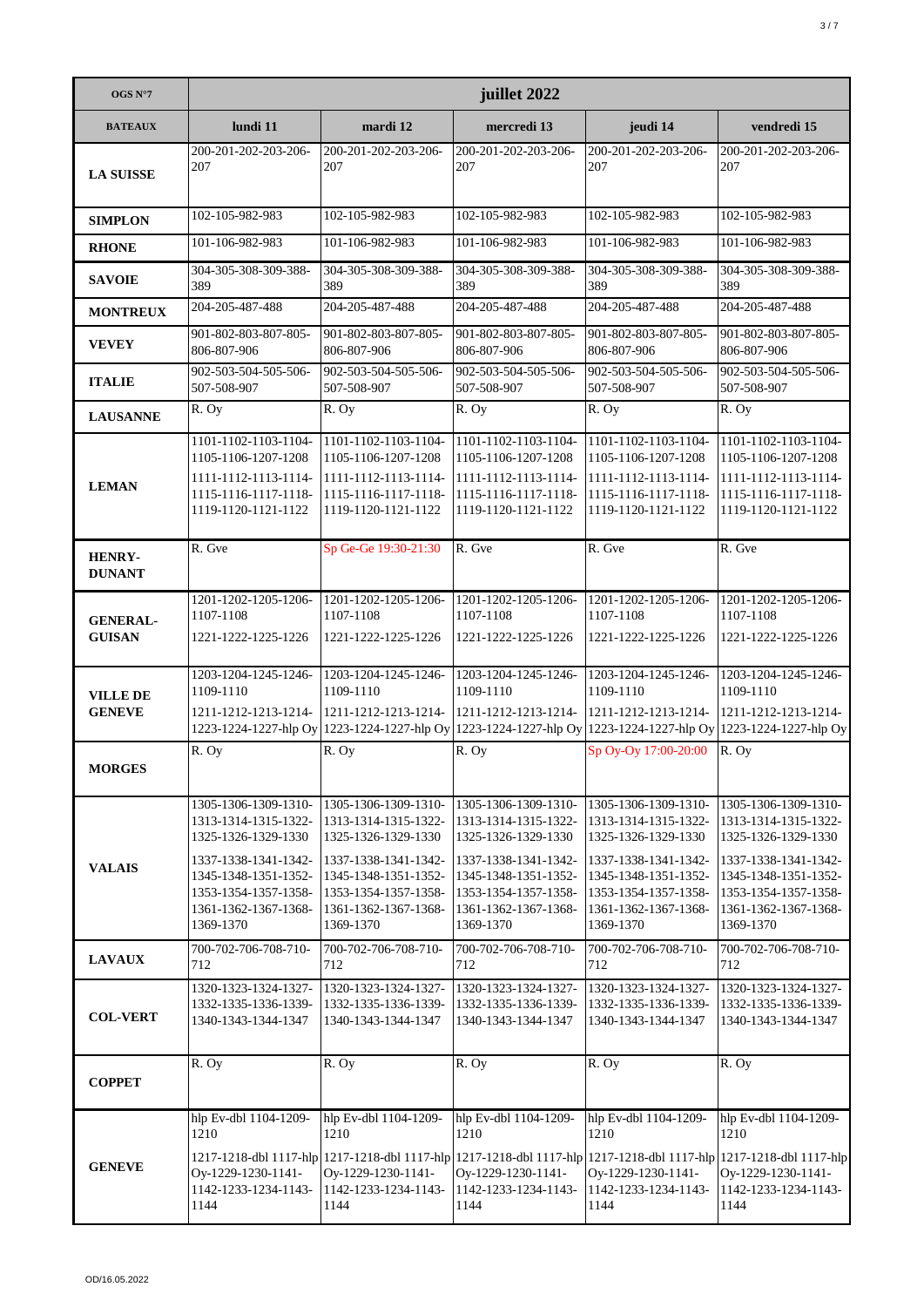| OGS N°7 | juillet 2022 | | | | |
|---|---|---|---|---|---|
| **BATEAUX** | **lundi 11** | **mardi 12** | **mercredi 13** | **jeudi 14** | **vendredi 15** |
| **LA SUISSE** | 200-201-202-203-206-207 | 200-201-202-203-206-207 | 200-201-202-203-206-207 | 200-201-202-203-206-207 | 200-201-202-203-206-207 |
| **SIMPLON** | 102-105-982-983 | 102-105-982-983 | 102-105-982-983 | 102-105-982-983 | 102-105-982-983 |
| **RHONE** | 101-106-982-983 | 101-106-982-983 | 101-106-982-983 | 101-106-982-983 | 101-106-982-983 |
| **SAVOIE** | 304-305-308-309-388-389 | 304-305-308-309-388-389 | 304-305-308-309-388-389 | 304-305-308-309-388-389 | 304-305-308-309-388-389 |
| **MONTREUX** | 204-205-487-488 | 204-205-487-488 | 204-205-487-488 | 204-205-487-488 | 204-205-487-488 |
| **VEVEY** | 901-802-803-807-805-806-807-906 | 901-802-803-807-805-806-807-906 | 901-802-803-807-805-806-807-906 | 901-802-803-807-805-806-807-906 | 901-802-803-807-805-806-807-906 |
| **ITALIE** | 902-503-504-505-506-507-508-907 | 902-503-504-505-506-507-508-907 | 902-503-504-505-506-507-508-907 | 902-503-504-505-506-507-508-907 | 902-503-504-505-506-507-508-907 |
| **LAUSANNE** | R. Oy | R. Oy | R. Oy | R. Oy | R. Oy |
| **LEMAN** | 1101-1102-1103-1104-1105-1106-1207-1208 1111-1112-1113-1114-1115-1116-1117-1118-1119-1120-1121-1122 | 1101-1102-1103-1104-1105-1106-1207-1208 1111-1112-1113-1114-1115-1116-1117-1118-1119-1120-1121-1122 | 1101-1102-1103-1104-1105-1106-1207-1208 1111-1112-1113-1114-1115-1116-1117-1118-1119-1120-1121-1122 | 1101-1102-1103-1104-1105-1106-1207-1208 1111-1112-1113-1114-1115-1116-1117-1118-1119-1120-1121-1122 | 1101-1102-1103-1104-1105-1106-1207-1208 1111-1112-1113-1114-1115-1116-1117-1118-1119-1120-1121-1122 |
| **HENRY-DUNANT** | R. Gve | Sp Ge-Ge 19:30-21:30 | R. Gve | R. Gve | R. Gve |
| **GENERAL-GUISAN** | 1201-1202-1205-1206-1107-1108 1221-1222-1225-1226 | 1201-1202-1205-1206-1107-1108 1221-1222-1225-1226 | 1201-1202-1205-1206-1107-1108 1221-1222-1225-1226 | 1201-1202-1205-1206-1107-1108 1221-1222-1225-1226 | 1201-1202-1205-1206-1107-1108 1221-1222-1225-1226 |
| **VILLE DE GENEVE** | 1203-1204-1245-1246-1109-1110 1211-1212-1213-1214-1223-1224-1227-hlp Oy | 1203-1204-1245-1246-1109-1110 1211-1212-1213-1214-1223-1224-1227-hlp Oy | 1203-1204-1245-1246-1109-1110 1211-1212-1213-1214-1223-1224-1227-hlp Oy | 1203-1204-1245-1246-1109-1110 1211-1212-1213-1214-1223-1224-1227-hlp Oy | 1203-1204-1245-1246-1109-1110 1211-1212-1213-1214-1223-1224-1227-hlp Oy |
| **MORGES** | R. Oy | R. Oy | R. Oy | Sp Oy-Oy 17:00-20:00 | R. Oy |
| **VALAIS** | 1305-1306-1309-1310-1313-1314-1315-1322-1325-1326-1329-1330 1337-1338-1341-1342-1345-1348-1351-1352-1353-1354-1357-1358-1361-1362-1367-1368-1369-1370 | 1305-1306-1309-1310-1313-1314-1315-1322-1325-1326-1329-1330 1337-1338-1341-1342-1345-1348-1351-1352-1353-1354-1357-1358-1361-1362-1367-1368-1369-1370 | 1305-1306-1309-1310-1313-1314-1315-1322-1325-1326-1329-1330 1337-1338-1341-1342-1345-1348-1351-1352-1353-1354-1357-1358-1361-1362-1367-1368-1369-1370 | 1305-1306-1309-1310-1313-1314-1315-1322-1325-1326-1329-1330 1337-1338-1341-1342-1345-1348-1351-1352-1353-1354-1357-1358-1361-1362-1367-1368-1369-1370 | 1305-1306-1309-1310-1313-1314-1315-1322-1325-1326-1329-1330 1337-1338-1341-1342-1345-1348-1351-1352-1353-1354-1357-1358-1361-1362-1367-1368-1369-1370 |
| **LAVAUX** | 700-702-706-708-710-712 | 700-702-706-708-710-712 | 700-702-706-708-710-712 | 700-702-706-708-710-712 | 700-702-706-708-710-712 |
| **COL-VERT** | 1320-1323-1324-1327-1332-1335-1336-1339-1340-1343-1344-1347 | 1320-1323-1324-1327-1332-1335-1336-1339-1340-1343-1344-1347 | 1320-1323-1324-1327-1332-1335-1336-1339-1340-1343-1344-1347 | 1320-1323-1324-1327-1332-1335-1336-1339-1340-1343-1344-1347 | 1320-1323-1324-1327-1332-1335-1336-1339-1340-1343-1344-1347 |
| **COPPET** | R. Oy | R. Oy | R. Oy | R. Oy | R. Oy |
| **GENEVE** | hlp Ev-dbl 1104-1209-1210 1217-1218-dbl 1117-hlp Oy-1229-1230-1141-1142-1233-1234-1143-1144 | hlp Ev-dbl 1104-1209-1210 1217-1218-dbl 1117-hlp Oy-1229-1230-1141-1142-1233-1234-1143-1144 | hlp Ev-dbl 1104-1209-1210 1217-1218-dbl 1117-hlp Oy-1229-1230-1141-1142-1233-1234-1143-1144 | hlp Ev-dbl 1104-1209-1210 1217-1218-dbl 1117-hlp Oy-1229-1230-1141-1142-1233-1234-1143-1144 | hlp Ev-dbl 1104-1209-1210 1217-1218-dbl 1117-hlp Oy-1229-1230-1141-1142-1233-1234-1143-1144 |

OD/16.05.2022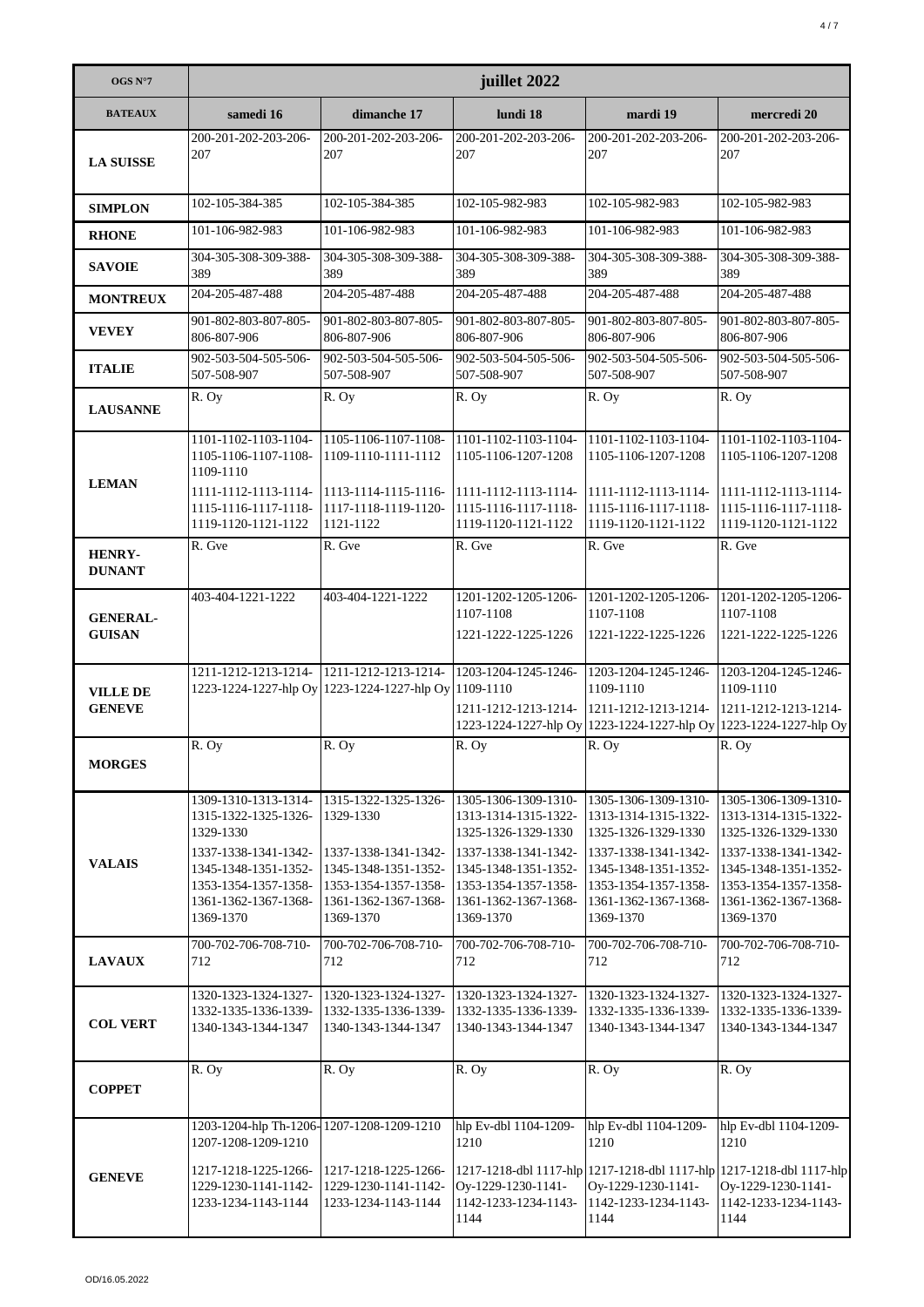| OGS N°7 | juillet 2022 | | | | |
|---|---|---|---|---|---|
| **BATEAUX** | **samedi 16** | **dimanche 17** | **lundi 18** | **mardi 19** | **mercredi 20** |
| **LA SUISSE** | 200-201-202-203-206-207 | 200-201-202-203-206-207 | 200-201-202-203-206-207 | 200-201-202-203-206-207 | 200-201-202-203-206-207 |
| **SIMPLON** | 102-105-384-385 | 102-105-384-385 | 102-105-982-983 | 102-105-982-983 | 102-105-982-983 |
| **RHONE** | 101-106-982-983 | 101-106-982-983 | 101-106-982-983 | 101-106-982-983 | 101-106-982-983 |
| **SAVOIE** | 304-305-308-309-388-389 | 304-305-308-309-388-389 | 304-305-308-309-388-389 | 304-305-308-309-388-389 | 304-305-308-309-388-389 |
| **MONTREUX** | 204-205-487-488 | 204-205-487-488 | 204-205-487-488 | 204-205-487-488 | 204-205-487-488 |
| **VEVEY** | 901-802-803-807-805-806-807-906 | 901-802-803-807-805-806-807-906 | 901-802-803-807-805-806-807-906 | 901-802-803-807-805-806-807-906 | 901-802-803-807-805-806-807-906 |
| **ITALIE** | 902-503-504-505-506-507-508-907 | 902-503-504-505-506-507-508-907 | 902-503-504-505-506-507-508-907 | 902-503-504-505-506-507-508-907 | 902-503-504-505-506-507-508-907 |
| **LAUSANNE** | R. Oy | R. Oy | R. Oy | R. Oy | R. Oy |
| **LEMAN** | 1101-1102-1103-1104-1105-1106-1107-1108-1109-1110<br>1111-1112-1113-1114-1115-1116-1117-1118-1119-1120-1121-1122 | 1105-1106-1107-1108-1109-1110-1111-1112<br>1113-1114-1115-1116-1117-1118-1119-1120-1121-1122 | 1101-1102-1103-1104-1105-1106-1207-1208<br>1111-1112-1113-1114-1115-1116-1117-1118-1119-1120-1121-1122 | 1101-1102-1103-1104-1105-1106-1207-1208<br>1111-1112-1113-1114-1115-1116-1117-1118-1119-1120-1121-1122 | 1101-1102-1103-1104-1105-1106-1207-1208<br>1111-1112-1113-1114-1115-1116-1117-1118-1119-1120-1121-1122 |
| **HENRY-DUNANT** | R. Gve | R. Gve | R. Gve | R. Gve | R. Gve |
| **GENERAL-GUISAN** | 403-404-1221-1222 | 403-404-1221-1222 | 1201-1202-1205-1206-1107-1108<br>1221-1222-1225-1226 | 1201-1202-1205-1206-1107-1108<br>1221-1222-1225-1226 | 1201-1202-1205-1206-1107-1108<br>1221-1222-1225-1226 |
| **VILLE DE GENEVE** | 1211-1212-1213-1214-1223-1224-1227-hlp Oy | 1211-1212-1213-1214-1223-1224-1227-hlp Oy | 1203-1204-1245-1246-1109-1110<br>1211-1212-1213-1214-1223-1224-1227-hlp Oy | 1203-1204-1245-1246-1109-1110<br>1211-1212-1213-1214-1223-1224-1227-hlp Oy | 1203-1204-1245-1246-1109-1110<br>1211-1212-1213-1214-1223-1224-1227-hlp Oy |
| **MORGES** | R. Oy | R. Oy | R. Oy | R. Oy | R. Oy |
| **VALAIS** | 1309-1310-1313-1314-1315-1322-1325-1326-1329-1330<br>1337-1338-1341-1342-1345-1348-1351-1352-1353-1354-1357-1358-1361-1362-1367-1368-1369-1370 | 1315-1322-1325-1326-1329-1330<br>1337-1338-1341-1342-1345-1348-1351-1352-1353-1354-1357-1358-1361-1362-1367-1368-1369-1370 | 1305-1306-1309-1310-1313-1314-1315-1322-1325-1326-1329-1330<br>1337-1338-1341-1342-1345-1348-1351-1352-1353-1354-1357-1358-1361-1362-1367-1368-1369-1370 | 1305-1306-1309-1310-1313-1314-1315-1322-1325-1326-1329-1330<br>1337-1338-1341-1342-1345-1348-1351-1352-1353-1354-1357-1358-1361-1362-1367-1368-1369-1370 | 1305-1306-1309-1310-1313-1314-1315-1322-1325-1326-1329-1330<br>1337-1338-1341-1342-1345-1348-1351-1352-1353-1354-1357-1358-1361-1362-1367-1368-1369-1370 |
| **LAVAUX** | 700-702-706-708-710-712 | 700-702-706-708-710-712 | 700-702-706-708-710-712 | 700-702-706-708-710-712 | 700-702-706-708-710-712 |
| **COL VERT** | 1320-1323-1324-1327-1332-1335-1336-1339-1340-1343-1344-1347 | 1320-1323-1324-1327-1332-1335-1336-1339-1340-1343-1344-1347 | 1320-1323-1324-1327-1332-1335-1336-1339-1340-1343-1344-1347 | 1320-1323-1324-1327-1332-1335-1336-1339-1340-1343-1344-1347 | 1320-1323-1324-1327-1332-1335-1336-1339-1340-1343-1344-1347 |
| **COPPET** | R. Oy | R. Oy | R. Oy | R. Oy | R. Oy |
| **GENEVE** | 1203-1204-hlp Th-1206-1207-1208-1209-1210<br>1217-1218-1225-1266-1229-1230-1141-1142-1233-1234-1143-1144 | 1207-1208-1209-1210<br>1217-1218-1225-1266-1229-1230-1141-1142-1233-1234-1143-1144 | hlp Ev-dbl 1104-1209-1210<br>1217-1218-dbl 1117-hlp Oy-1229-1230-1141-1142-1233-1234-1143-1144 | hlp Ev-dbl 1104-1209-1210<br>1217-1218-dbl 1117-hlp Oy-1229-1230-1141-1142-1233-1234-1143-1144 | hlp Ev-dbl 1104-1209-1210<br>1217-1218-dbl 1117-hlp Oy-1229-1230-1141-1142-1233-1234-1143-1144 |

OD/16.05.2022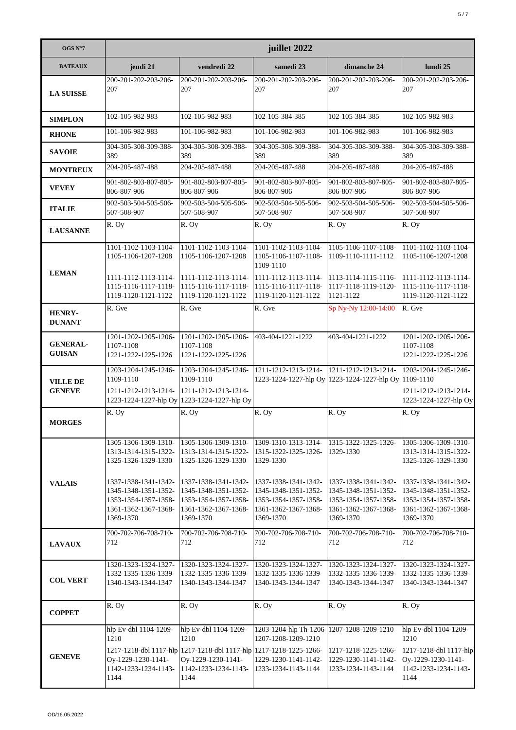| OGS N°7 | juillet 2022 | | | | |
|---|---|---|---|---|---|
| **BATEAUX** | **jeudi 21** | **vendredi 22** | **samedi 23** | **dimanche 24** | **lundi 25** |
| **LA SUISSE** | 200-201-202-203-206-207 | 200-201-202-203-206-207 | 200-201-202-203-206-207 | 200-201-202-203-206-207 | 200-201-202-203-206-207 |
| **SIMPLON** | 102-105-982-983 | 102-105-982-983 | 102-105-384-385 | 102-105-384-385 | 102-105-982-983 |
| **RHONE** | 101-106-982-983 | 101-106-982-983 | 101-106-982-983 | 101-106-982-983 | 101-106-982-983 |
| **SAVOIE** | 304-305-308-309-388-389 | 304-305-308-309-388-389 | 304-305-308-309-388-389 | 304-305-308-309-388-389 | 304-305-308-309-388-389 |
| **MONTREUX** | 204-205-487-488 | 204-205-487-488 | 204-205-487-488 | 204-205-487-488 | 204-205-487-488 |
| **VEVEY** | 901-802-803-807-805-806-807-906 | 901-802-803-807-805-806-807-906 | 901-802-803-807-805-806-807-906 | 901-802-803-807-805-806-807-906 | 901-802-803-807-805-806-807-906 |
| **ITALIE** | 902-503-504-505-506-507-508-907 | 902-503-504-505-506-507-508-907 | 902-503-504-505-506-507-508-907 | 902-503-504-505-506-507-508-907 | 902-503-504-505-506-507-508-907 |
| **LAUSANNE** | R. Oy | R. Oy | R. Oy | R. Oy | R. Oy |
| **LEMAN** | 1101-1102-1103-1104-1105-1106-1207-1208<br>1111-1112-1113-1114-1115-1116-1117-1118-1119-1120-1121-1122 | 1101-1102-1103-1104-1105-1106-1207-1208<br>1111-1112-1113-1114-1115-1116-1117-1118-1119-1120-1121-1122 | 1101-1102-1103-1104-1105-1106-1107-1108-1109-1110<br>1111-1112-1113-1114-1115-1116-1117-1118-1119-1120-1121-1122 | 1105-1106-1107-1108-1109-1110-1111-1112<br>1113-1114-1115-1116-1117-1118-1119-1120-1121-1122 | 1101-1102-1103-1104-1105-1106-1207-1208<br>1111-1112-1113-1114-1115-1116-1117-1118-1119-1120-1121-1122 |
| **HENRY-DUNANT** | R. Gve | R. Gve | R. Gve | Sp Ny-Ny 12:00-14:00 | R. Gve |
| **GENERAL-GUISAN** | 1201-1202-1205-1206-1107-1108<br>1221-1222-1225-1226 | 1201-1202-1205-1206-1107-1108<br>1221-1222-1225-1226 | 403-404-1221-1222 | 403-404-1221-1222 | 1201-1202-1205-1206-1107-1108<br>1221-1222-1225-1226 |
| **VILLE DE GENEVE** | 1203-1204-1245-1246-1109-1110<br>1211-1212-1213-1214-1223-1224-1227-hlp Oy | 1203-1204-1245-1246-1109-1110<br>1211-1212-1213-1214-1223-1224-1227-hlp Oy | 1211-1212-1213-1214-1223-1224-1227-hlp Oy | 1211-1212-1213-1214-1223-1224-1227-hlp Oy | 1203-1204-1245-1246-1109-1110<br>1211-1212-1213-1214-1223-1224-1227-hlp Oy |
| **MORGES** | R. Oy | R. Oy | R. Oy | R. Oy | R. Oy |
| **VALAIS** | 1305-1306-1309-1310-1313-1314-1315-1322-1325-1326-1329-1330<br>1337-1338-1341-1342-1345-1348-1351-1352-1353-1354-1357-1358-1361-1362-1367-1368-1369-1370 | 1305-1306-1309-1310-1313-1314-1315-1322-1325-1326-1329-1330<br>1337-1338-1341-1342-1345-1348-1351-1352-1353-1354-1357-1358-1361-1362-1367-1368-1369-1370 | 1309-1310-1313-1314-1315-1322-1325-1326-1329-1330<br>1337-1338-1341-1342-1345-1348-1351-1352-1353-1354-1357-1358-1361-1362-1367-1368-1369-1370 | 1315-1322-1325-1326-1329-1330<br>1337-1338-1341-1342-1345-1348-1351-1352-1353-1354-1357-1358-1361-1362-1367-1368-1369-1370 | 1305-1306-1309-1310-1313-1314-1315-1322-1325-1326-1329-1330<br>1337-1338-1341-1342-1345-1348-1351-1352-1353-1354-1357-1358-1361-1362-1367-1368-1369-1370 |
| **LAVAUX** | 700-702-706-708-710-712 | 700-702-706-708-710-712 | 700-702-706-708-710-712 | 700-702-706-708-710-712 | 700-702-706-708-710-712 |
| **COL VERT** | 1320-1323-1324-1327-1332-1335-1336-1339-1340-1343-1344-1347 | 1320-1323-1324-1327-1332-1335-1336-1339-1340-1343-1344-1347 | 1320-1323-1324-1327-1332-1335-1336-1339-1340-1343-1344-1347 | 1320-1323-1324-1327-1332-1335-1336-1339-1340-1343-1344-1347 | 1320-1323-1324-1327-1332-1335-1336-1339-1340-1343-1344-1347 |
| **COPPET** | R. Oy | R. Oy | R. Oy | R. Oy | R. Oy |
| **GENEVE** | hlp Ev-dbl 1104-1209-1210<br>1217-1218-dbl 1117-hlp Oy-1229-1230-1141-1142-1233-1234-1143-1144 | hlp Ev-dbl 1104-1209-1210<br>1217-1218-dbl 1117-hlp Oy-1229-1230-1141-1142-1233-1234-1143-1144 | 1203-1204-hlp Th-1206-1207-1208-1209-1210<br>1217-1218-1225-1266-1229-1230-1141-1142-1233-1234-1143-1144 | 1207-1208-1209-1210<br>1217-1218-1225-1266-1229-1230-1141-1142-1233-1234-1143-1144 | hlp Ev-dbl 1104-1209-1210<br>1217-1218-dbl 1117-hlp Oy-1229-1230-1141-1142-1233-1234-1143-1144 |

OD/16.05.2022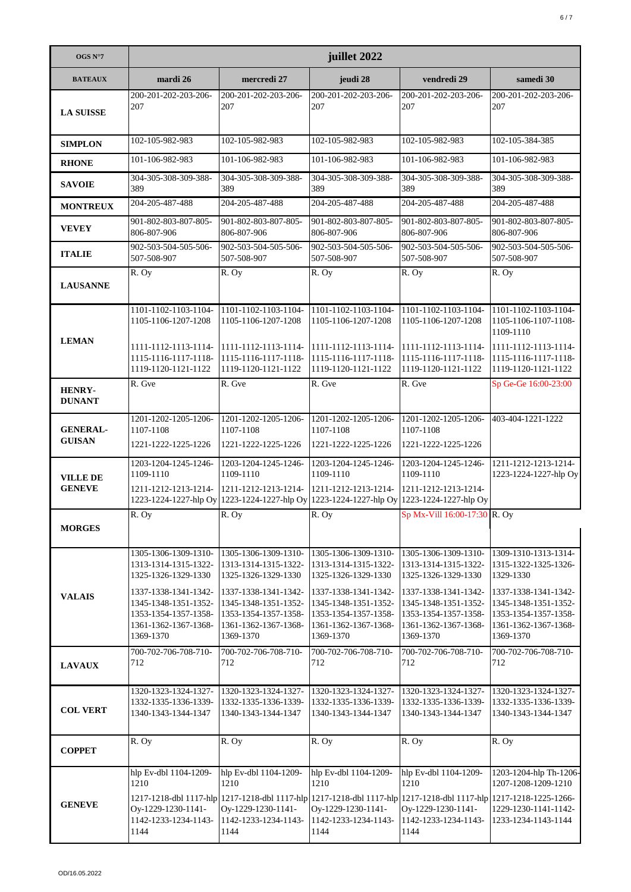| OGS N°7 | juillet 2022 | | | | |
|---|---|---|---|---|---|
| **BATEAUX** | **mardi 26** | **mercredi 27** | **jeudi 28** | **vendredi 29** | **samedi 30** |
| **LA SUISSE** | 200-201-202-203-206-207 | 200-201-202-203-206-207 | 200-201-202-203-206-207 | 200-201-202-203-206-207 | 200-201-202-203-206-207 |
| **SIMPLON** | 102-105-982-983 | 102-105-982-983 | 102-105-982-983 | 102-105-982-983 | 102-105-384-385 |
| **RHONE** | 101-106-982-983 | 101-106-982-983 | 101-106-982-983 | 101-106-982-983 | 101-106-982-983 |
| **SAVOIE** | 304-305-308-309-388-389 | 304-305-308-309-388-389 | 304-305-308-309-388-389 | 304-305-308-309-388-389 | 304-305-308-309-388-389 |
| **MONTREUX** | 204-205-487-488 | 204-205-487-488 | 204-205-487-488 | 204-205-487-488 | 204-205-487-488 |
| **VEVEY** | 901-802-803-807-805-806-807-906 | 901-802-803-807-805-806-807-906 | 901-802-803-807-805-806-807-906 | 901-802-803-807-805-806-807-906 | 901-802-803-807-805-806-807-906 |
| **ITALIE** | 902-503-504-505-506-507-508-907 | 902-503-504-505-506-507-508-907 | 902-503-504-505-506-507-508-907 | 902-503-504-505-506-507-508-907 | 902-503-504-505-506-507-508-907 |
| **LAUSANNE** | R. Oy | R. Oy | R. Oy | R. Oy | R. Oy |
| **LEMAN** | 1101-1102-1103-1104-1105-1106-1207-1208<br>1111-1112-1113-1114-1115-1116-1117-1118-1119-1120-1121-1122 | 1101-1102-1103-1104-1105-1106-1207-1208<br>1111-1112-1113-1114-1115-1116-1117-1118-1119-1120-1121-1122 | 1101-1102-1103-1104-1105-1106-1207-1208<br>1111-1112-1113-1114-1115-1116-1117-1118-1119-1120-1121-1122 | 1101-1102-1103-1104-1105-1106-1207-1208<br>1111-1112-1113-1114-1115-1116-1117-1118-1119-1120-1121-1122 | 1101-1102-1103-1104-1105-1106-1107-1108-1109-1110<br>1111-1112-1113-1114-1115-1116-1117-1118-1119-1120-1121-1122 |
| **HENRY-DUNANT** | R. Gve | R. Gve | R. Gve | R. Gve | Sp Ge-Ge 16:00-23:00 |
| **GENERAL-GUISAN** | 1201-1202-1205-1206-1107-1108<br>1221-1222-1225-1226 | 1201-1202-1205-1206-1107-1108<br>1221-1222-1225-1226 | 1201-1202-1205-1206-1107-1108<br>1221-1222-1225-1226 | 1201-1202-1205-1206-1107-1108<br>1221-1222-1225-1226 | 403-404-1221-1222 |
| **VILLE DE GENEVE** | 1203-1204-1245-1246-1109-1110<br>1211-1212-1213-1214-1223-1224-1227-hlp Oy | 1203-1204-1245-1246-1109-1110<br>1211-1212-1213-1214-1223-1224-1227-hlp Oy | 1203-1204-1245-1246-1109-1110<br>1211-1212-1213-1214-1223-1224-1227-hlp Oy | 1203-1204-1245-1246-1109-1110<br>1211-1212-1213-1214-1223-1224-1227-hlp Oy | 1211-1212-1213-1214-1223-1224-1227-hlp Oy |
| **MORGES** | R. Oy | R. Oy | R. Oy | Sp Mx-Vill 16:00-17:30 | R. Oy |
| **VALAIS** | 1305-1306-1309-1310-1313-1314-1315-1322-1325-1326-1329-1330<br>1337-1338-1341-1342-1345-1348-1351-1352-1353-1354-1357-1358-1361-1362-1367-1368-1369-1370 | 1305-1306-1309-1310-1313-1314-1315-1322-1325-1326-1329-1330<br>1337-1338-1341-1342-1345-1348-1351-1352-1353-1354-1357-1358-1361-1362-1367-1368-1369-1370 | 1305-1306-1309-1310-1313-1314-1315-1322-1325-1326-1329-1330<br>1337-1338-1341-1342-1345-1348-1351-1352-1353-1354-1357-1358-1361-1362-1367-1368-1369-1370 | 1305-1306-1309-1310-1313-1314-1315-1322-1325-1326-1329-1330<br>1337-1338-1341-1342-1345-1348-1351-1352-1353-1354-1357-1358-1361-1362-1367-1368-1369-1370 | 1309-1310-1313-1314-1315-1322-1325-1326-1329-1330<br>1337-1338-1341-1342-1345-1348-1351-1352-1353-1354-1357-1358-1361-1362-1367-1368-1369-1370 |
| **LAVAUX** | 700-702-706-708-710-712 | 700-702-706-708-710-712 | 700-702-706-708-710-712 | 700-702-706-708-710-712 | 700-702-706-708-710-712 |
| **COL VERT** | 1320-1323-1324-1327-1332-1335-1336-1339-1340-1343-1344-1347 | 1320-1323-1324-1327-1332-1335-1336-1339-1340-1343-1344-1347 | 1320-1323-1324-1327-1332-1335-1336-1339-1340-1343-1344-1347 | 1320-1323-1324-1327-1332-1335-1336-1339-1340-1343-1344-1347 | 1320-1323-1324-1327-1332-1335-1336-1339-1340-1343-1344-1347 |
| **COPPET** | R. Oy | R. Oy | R. Oy | R. Oy | R. Oy |
| **GENEVE** | hlp Ev-dbl 1104-1209-1210<br>1217-1218-dbl 1117-hlp Oy-1229-1230-1141-1142-1233-1234-1143-1144 | hlp Ev-dbl 1104-1209-1210<br>1217-1218-dbl 1117-hlp Oy-1229-1230-1141-1142-1233-1234-1143-1144 | hlp Ev-dbl 1104-1209-1210<br>1217-1218-dbl 1117-hlp Oy-1229-1230-1141-1142-1233-1234-1143-1144 | hlp Ev-dbl 1104-1209-1210<br>1217-1218-dbl 1117-hlp Oy-1229-1230-1141-1142-1233-1234-1143-1144 | 1203-1204-hlp Th-1206-1207-1208-1209-1210<br>1217-1218-1225-1266-1229-1230-1141-1142-1233-1234-1143-1144 |

OD/16.05.2022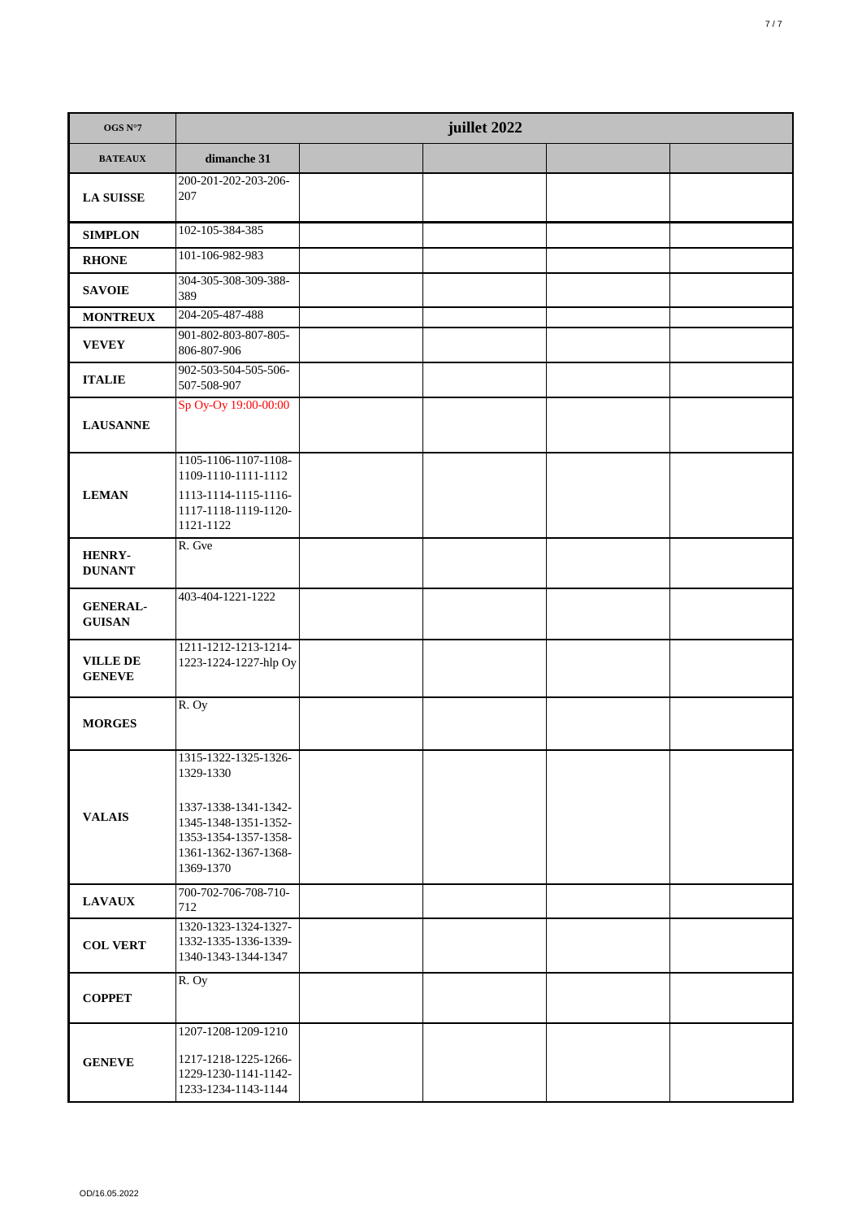| OGS N°7 | juillet 2022 | | | | |
|---|---|---|---|---|---|
| **BATEAUX** | **dimanche 31** | | | | |
| **LA SUISSE** | 200-201-202-203-206-207 | | | | |
| **SIMPLON** | 102-105-384-385 | | | | |
| **RHONE** | 101-106-982-983 | | | | |
| **SAVOIE** | 304-305-308-309-388-389 | | | | |
| **MONTREUX** | 204-205-487-488 | | | | |
| **VEVEY** | 901-802-803-807-805-806-807-906 | | | | |
| **ITALIE** | 902-503-504-505-506-507-508-907 | | | | |
| **LAUSANNE** | Sp Oy-Oy 19:00-00:00 | | | | |
| **LEMAN** | 1105-1106-1107-1108-1109-1110-1111-1112 1113-1114-1115-1116-1117-1118-1119-1120-1121-1122 | | | | |
| **HENRY-DUNANT** | R. Gve | | | | |
| **GENERAL-GUISAN** | 403-404-1221-1222 | | | | |
| **VILLE DE GENEVE** | 1211-1212-1213-1214-1223-1224-1227-hlp Oy | | | | |
| **MORGES** | R. Oy | | | | |
| **VALAIS** | 1315-1322-1325-1326-1329-1330 1337-1338-1341-1342-1345-1348-1351-1352-1353-1354-1357-1358-1361-1362-1367-1368-1369-1370 | | | | |
| **LAVAUX** | 700-702-706-708-710-712 | | | | |
| **COL VERT** | 1320-1323-1324-1327-1332-1335-1336-1339-1340-1343-1344-1347 | | | | |
| **COPPET** | R. Oy | | | | |
| **GENEVE** | 1207-1208-1209-1210 1217-1218-1225-1266-1229-1230-1141-1142-1233-1234-1143-1144 | | | | |

OD/16.05.2022